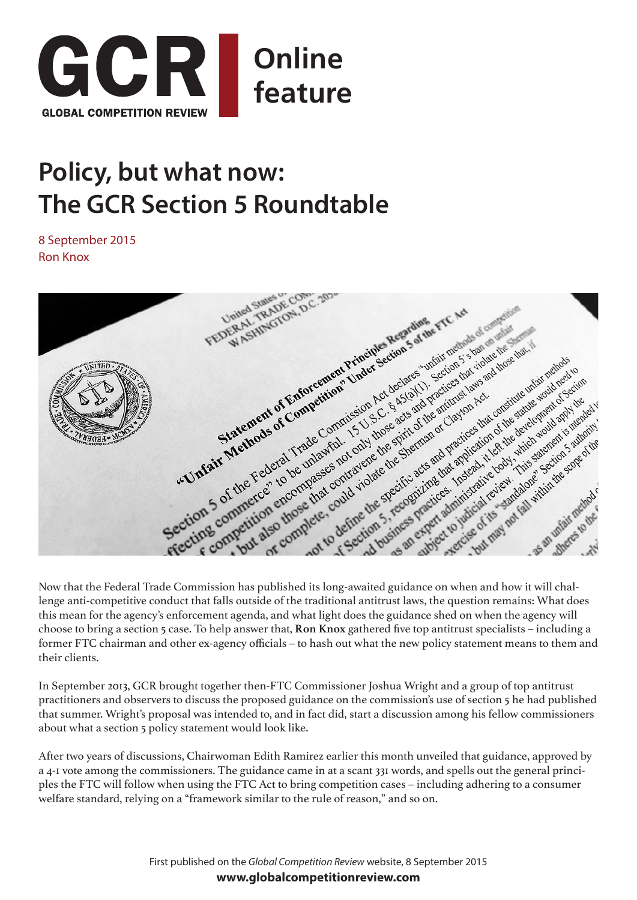GCR
GLOBAL COMPETITION REVIEW

Online feature

# Policy, but what now: The GCR Section 5 Roundtable

8 September 2015
Ron Knox

Now that the Federal Trade Commission has published its long-awaited guidance on when and how it will challenge anti-competitive conduct that falls outside of the traditional antitrust laws, the question remains: What does this mean for the agency's enforcement agenda, and what light does the guidance shed on when the agency will choose to bring a section 5 case. To help answer that, **Ron Knox** gathered five top antitrust specialists – including a former FTC chairman and other ex-agency officials – to hash out what the new policy statement means to them and their clients.

In September 2013, GCR brought together then-FTC Commissioner Joshua Wright and a group of top antitrust practitioners and observers to discuss the proposed guidance on the commission's use of section 5 he had published that summer. Wright's proposal was intended to, and in fact did, start a discussion among his fellow commissioners about what a section 5 policy statement would look like.

After two years of discussions, Chairwoman Edith Ramirez earlier this month unveiled that guidance, approved by a 4-1 vote among the commissioners. The guidance came in at a scant 331 words, and spells out the general principles the FTC will follow when using the FTC Act to bring competition cases – including adhering to a consumer welfare standard, relying on a "framework similar to the rule of reason," and so on.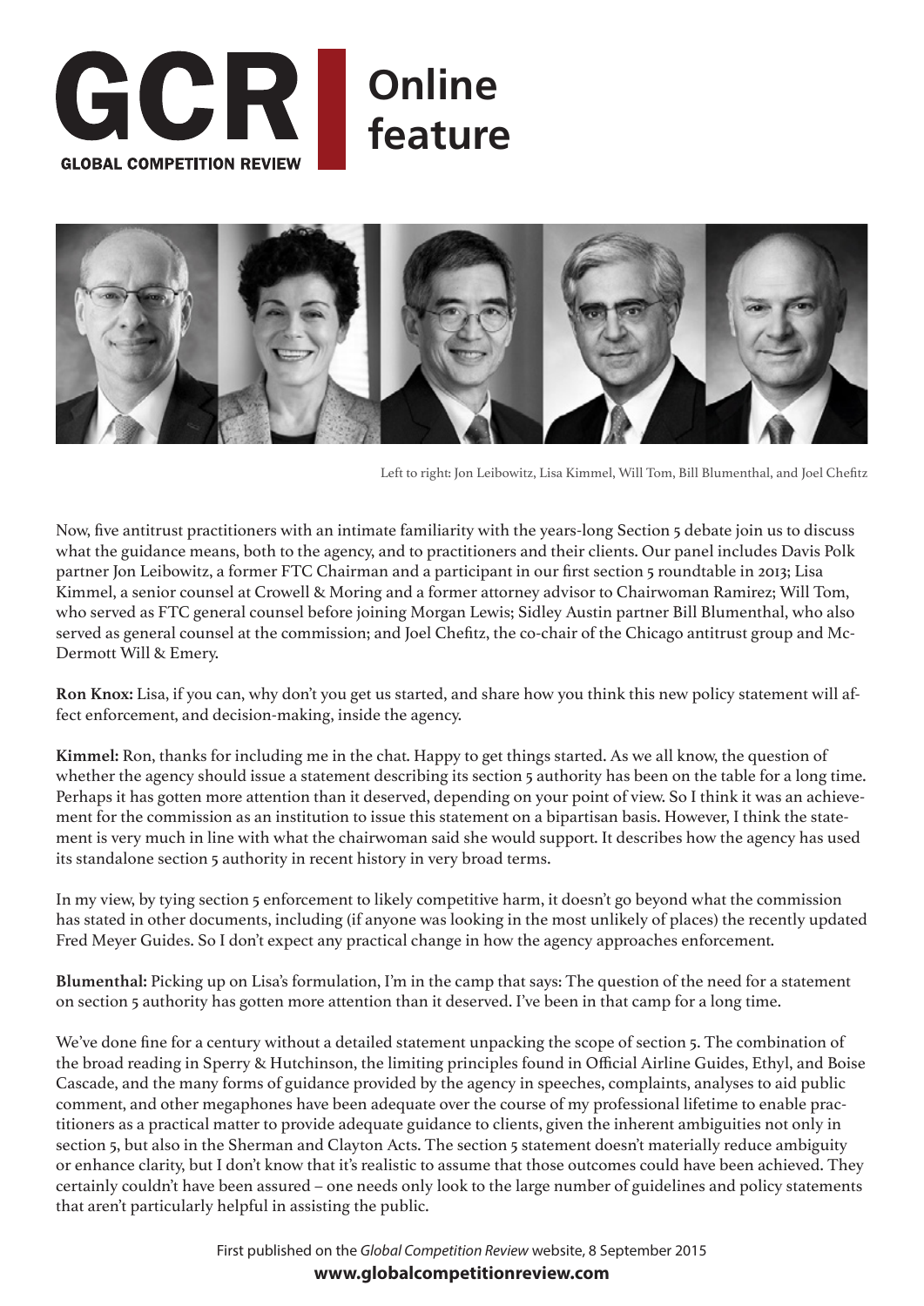Left to right: Jon Leibowitz, Lisa Kimmel, Will Tom, Bill Blumenthal, and Joel Chefitz

Now, five antitrust practitioners with an intimate familiarity with the years-long Section 5 debate join us to discuss what the guidance means, both to the agency, and to practitioners and their clients. Our panel includes Davis Polk partner Jon Leibowitz, a former FTC Chairman and a participant in our first section 5 roundtable in 2013; Lisa Kimmel, a senior counsel at Crowell & Moring and a former attorney advisor to Chairwoman Ramirez; Will Tom, who served as FTC general counsel before joining Morgan Lewis; Sidley Austin partner Bill Blumenthal, who also served as general counsel at the commission; and Joel Chefitz, the co-chair of the Chicago antitrust group and McDermott Will & Emery.

**Ron Knox:** Lisa, if you can, why don't you get us started, and share how you think this new policy statement will affect enforcement, and decision-making, inside the agency.

**Kimmel:** Ron, thanks for including me in the chat. Happy to get things started. As we all know, the question of whether the agency should issue a statement describing its section 5 authority has been on the table for a long time. Perhaps it has gotten more attention than it deserved, depending on your point of view. So I think it was an achievement for the commission as an institution to issue this statement on a bipartisan basis. However, I think the statement is very much in line with what the chairwoman said she would support. It describes how the agency has used its standalone section 5 authority in recent history in very broad terms.

In my view, by tying section 5 enforcement to likely competitive harm, it doesn't go beyond what the commission has stated in other documents, including (if anyone was looking in the most unlikely of places) the recently updated Fred Meyer Guides. So I don't expect any practical change in how the agency approaches enforcement.

**Blumenthal:** Picking up on Lisa's formulation, I'm in the camp that says: The question of the need for a statement on section 5 authority has gotten more attention than it deserved. I've been in that camp for a long time.

We've done fine for a century without a detailed statement unpacking the scope of section 5. The combination of the broad reading in Sperry & Hutchinson, the limiting principles found in Official Airline Guides, Ethyl, and Boise Cascade, and the many forms of guidance provided by the agency in speeches, complaints, analyses to aid public comment, and other megaphones have been adequate over the course of my professional lifetime to enable practitioners as a practical matter to provide adequate guidance to clients, given the inherent ambiguities not only in section 5, but also in the Sherman and Clayton Acts. The section 5 statement doesn't materially reduce ambiguity or enhance clarity, but I don't know that it's realistic to assume that those outcomes could have been achieved. They certainly couldn't have been assured – one needs only look to the large number of guidelines and policy statements that aren't particularly helpful in assisting the public.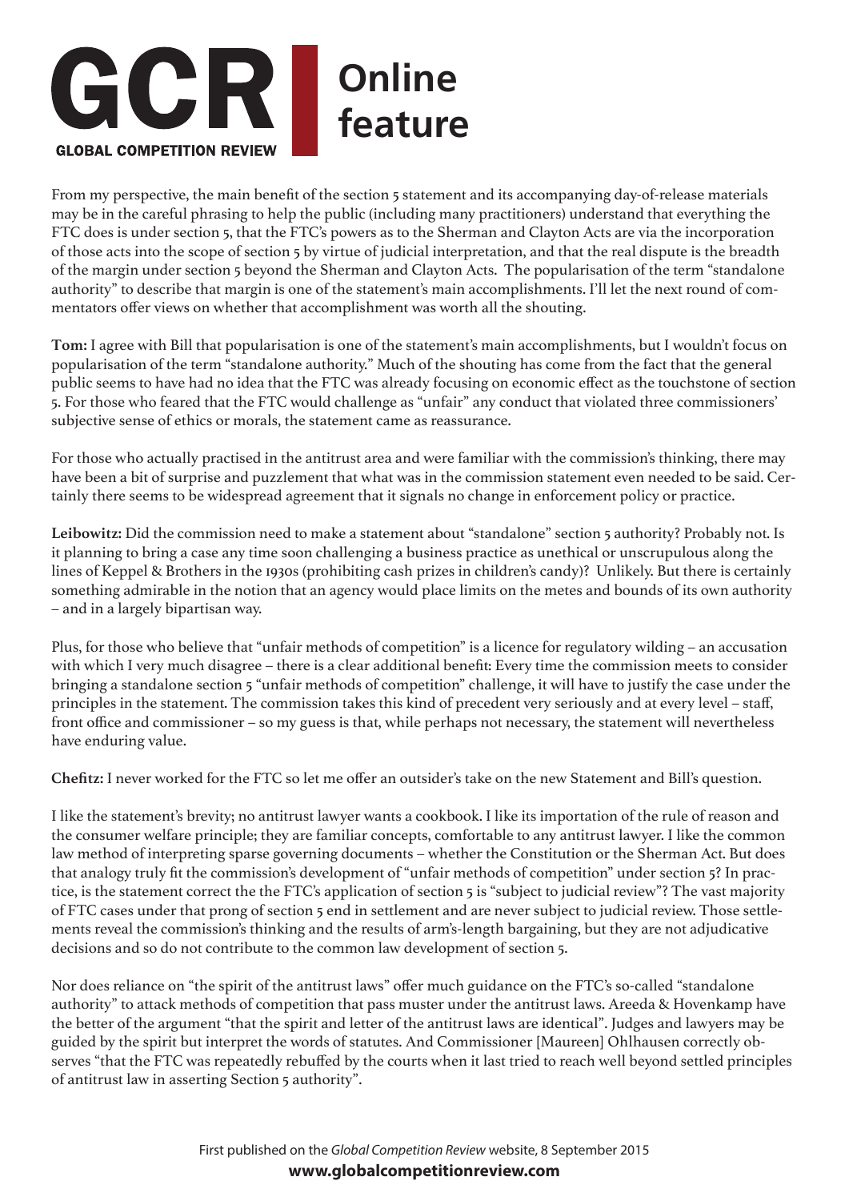From my perspective, the main benefit of the section 5 statement and its accompanying day-of-release materials may be in the careful phrasing to help the public (including many practitioners) understand that everything the FTC does is under section 5, that the FTC's powers as to the Sherman and Clayton Acts are via the incorporation of those acts into the scope of section 5 by virtue of judicial interpretation, and that the real dispute is the breadth of the margin under section 5 beyond the Sherman and Clayton Acts. The popularisation of the term "standalone authority" to describe that margin is one of the statement's main accomplishments. I'll let the next round of commentators offer views on whether that accomplishment was worth all the shouting.

**Tom:** I agree with Bill that popularisation is one of the statement's main accomplishments, but I wouldn't focus on popularisation of the term "standalone authority." Much of the shouting has come from the fact that the general public seems to have had no idea that the FTC was already focusing on economic effect as the touchstone of section 5. For those who feared that the FTC would challenge as "unfair" any conduct that violated three commissioners' subjective sense of ethics or morals, the statement came as reassurance.

For those who actually practised in the antitrust area and were familiar with the commission's thinking, there may have been a bit of surprise and puzzlement that what was in the commission statement even needed to be said. Certainly there seems to be widespread agreement that it signals no change in enforcement policy or practice.

**Leibowitz:** Did the commission need to make a statement about "standalone" section 5 authority? Probably not. Is it planning to bring a case any time soon challenging a business practice as unethical or unscrupulous along the lines of Keppel & Brothers in the 1930s (prohibiting cash prizes in children's candy)? Unlikely. But there is certainly something admirable in the notion that an agency would place limits on the metes and bounds of its own authority – and in a largely bipartisan way.

Plus, for those who believe that "unfair methods of competition" is a licence for regulatory wilding – an accusation with which I very much disagree – there is a clear additional benefit: Every time the commission meets to consider bringing a standalone section 5 "unfair methods of competition" challenge, it will have to justify the case under the principles in the statement. The commission takes this kind of precedent very seriously and at every level – staff, front office and commissioner – so my guess is that, while perhaps not necessary, the statement will nevertheless have enduring value.

**Chefitz:** I never worked for the FTC so let me offer an outsider's take on the new Statement and Bill's question.

I like the statement's brevity; no antitrust lawyer wants a cookbook. I like its importation of the rule of reason and the consumer welfare principle; they are familiar concepts, comfortable to any antitrust lawyer. I like the common law method of interpreting sparse governing documents – whether the Constitution or the Sherman Act. But does that analogy truly fit the commission's development of "unfair methods of competition" under section 5? In practice, is the statement correct the the FTC's application of section 5 is "subject to judicial review"? The vast majority of FTC cases under that prong of section 5 end in settlement and are never subject to judicial review. Those settlements reveal the commission's thinking and the results of arm's-length bargaining, but they are not adjudicative decisions and so do not contribute to the common law development of section 5.

Nor does reliance on "the spirit of the antitrust laws" offer much guidance on the FTC's so-called "standalone authority" to attack methods of competition that pass muster under the antitrust laws. Areeda & Hovenkamp have the better of the argument "that the spirit and letter of the antitrust laws are identical". Judges and lawyers may be guided by the spirit but interpret the words of statutes. And Commissioner [Maureen] Ohlhausen correctly observes "that the FTC was repeatedly rebuffed by the courts when it last tried to reach well beyond settled principles of antitrust law in asserting Section 5 authority".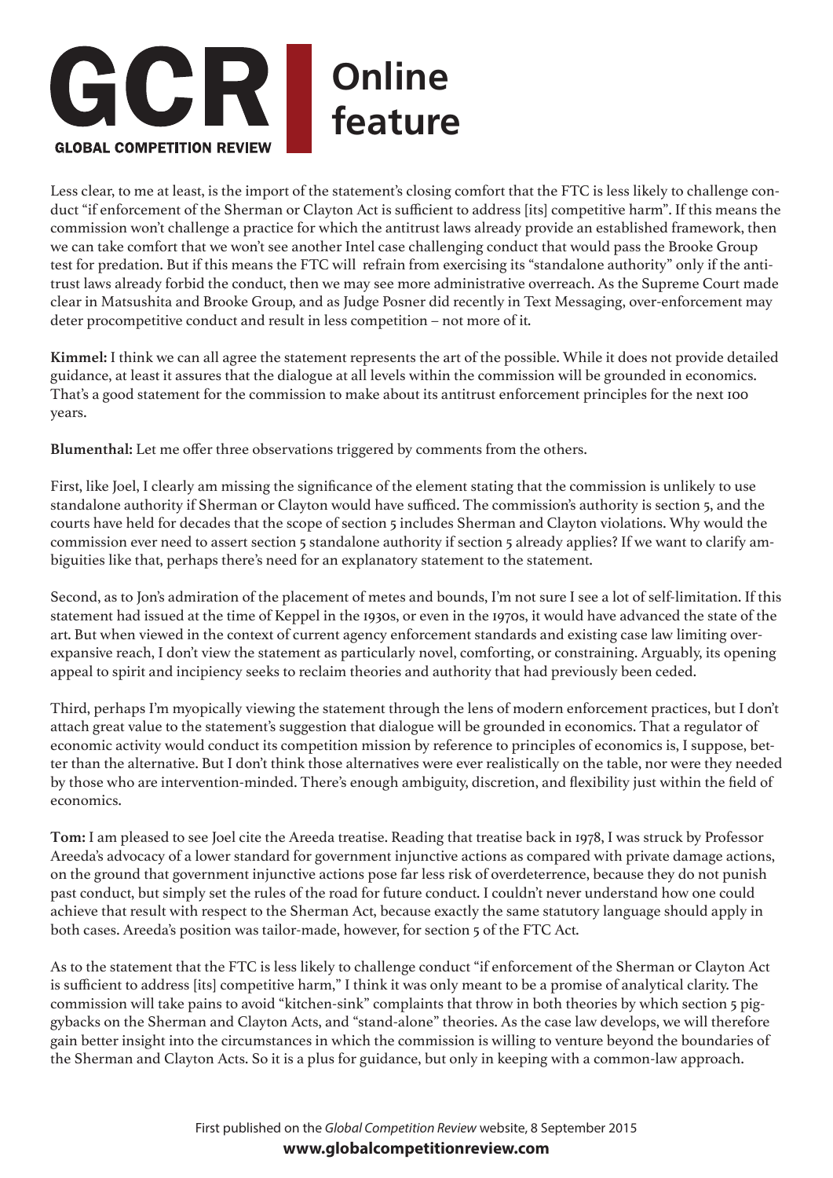Less clear, to me at least, is the import of the statement's closing comfort that the FTC is less likely to challenge conduct "if enforcement of the Sherman or Clayton Act is sufficient to address [its] competitive harm". If this means the commission won't challenge a practice for which the antitrust laws already provide an established framework, then we can take comfort that we won't see another Intel case challenging conduct that would pass the Brooke Group test for predation. But if this means the FTC will refrain from exercising its "standalone authority" only if the antitrust laws already forbid the conduct, then we may see more administrative overreach. As the Supreme Court made clear in Matsushita and Brooke Group, and as Judge Posner did recently in Text Messaging, over-enforcement may deter procompetitive conduct and result in less competition – not more of it.

**Kimmel:** I think we can all agree the statement represents the art of the possible. While it does not provide detailed guidance, at least it assures that the dialogue at all levels within the commission will be grounded in economics. That's a good statement for the commission to make about its antitrust enforcement principles for the next 100 years.

**Blumenthal:** Let me offer three observations triggered by comments from the others.

First, like Joel, I clearly am missing the significance of the element stating that the commission is unlikely to use standalone authority if Sherman or Clayton would have sufficed. The commission's authority is section 5, and the courts have held for decades that the scope of section 5 includes Sherman and Clayton violations. Why would the commission ever need to assert section 5 standalone authority if section 5 already applies? If we want to clarify ambiguities like that, perhaps there's need for an explanatory statement to the statement.

Second, as to Jon's admiration of the placement of metes and bounds, I'm not sure I see a lot of self-limitation. If this statement had issued at the time of Keppel in the 1930s, or even in the 1970s, it would have advanced the state of the art. But when viewed in the context of current agency enforcement standards and existing case law limiting over-expansive reach, I don't view the statement as particularly novel, comforting, or constraining. Arguably, its opening appeal to spirit and incipiency seeks to reclaim theories and authority that had previously been ceded.

Third, perhaps I'm myopically viewing the statement through the lens of modern enforcement practices, but I don't attach great value to the statement's suggestion that dialogue will be grounded in economics. That a regulator of economic activity would conduct its competition mission by reference to principles of economics is, I suppose, better than the alternative. But I don't think those alternatives were ever realistically on the table, nor were they needed by those who are intervention-minded. There's enough ambiguity, discretion, and flexibility just within the field of economics.

**Tom:** I am pleased to see Joel cite the Areeda treatise. Reading that treatise back in 1978, I was struck by Professor Areeda's advocacy of a lower standard for government injunctive actions as compared with private damage actions, on the ground that government injunctive actions pose far less risk of overdeterrence, because they do not punish past conduct, but simply set the rules of the road for future conduct. I couldn't never understand how one could achieve that result with respect to the Sherman Act, because exactly the same statutory language should apply in both cases. Areeda's position was tailor-made, however, for section 5 of the FTC Act.

As to the statement that the FTC is less likely to challenge conduct "if enforcement of the Sherman or Clayton Act is sufficient to address [its] competitive harm," I think it was only meant to be a promise of analytical clarity. The commission will take pains to avoid "kitchen-sink" complaints that throw in both theories by which section 5 piggybacks on the Sherman and Clayton Acts, and "stand-alone" theories. As the case law develops, we will therefore gain better insight into the circumstances in which the commission is willing to venture beyond the boundaries of the Sherman and Clayton Acts. So it is a plus for guidance, but only in keeping with a common-law approach.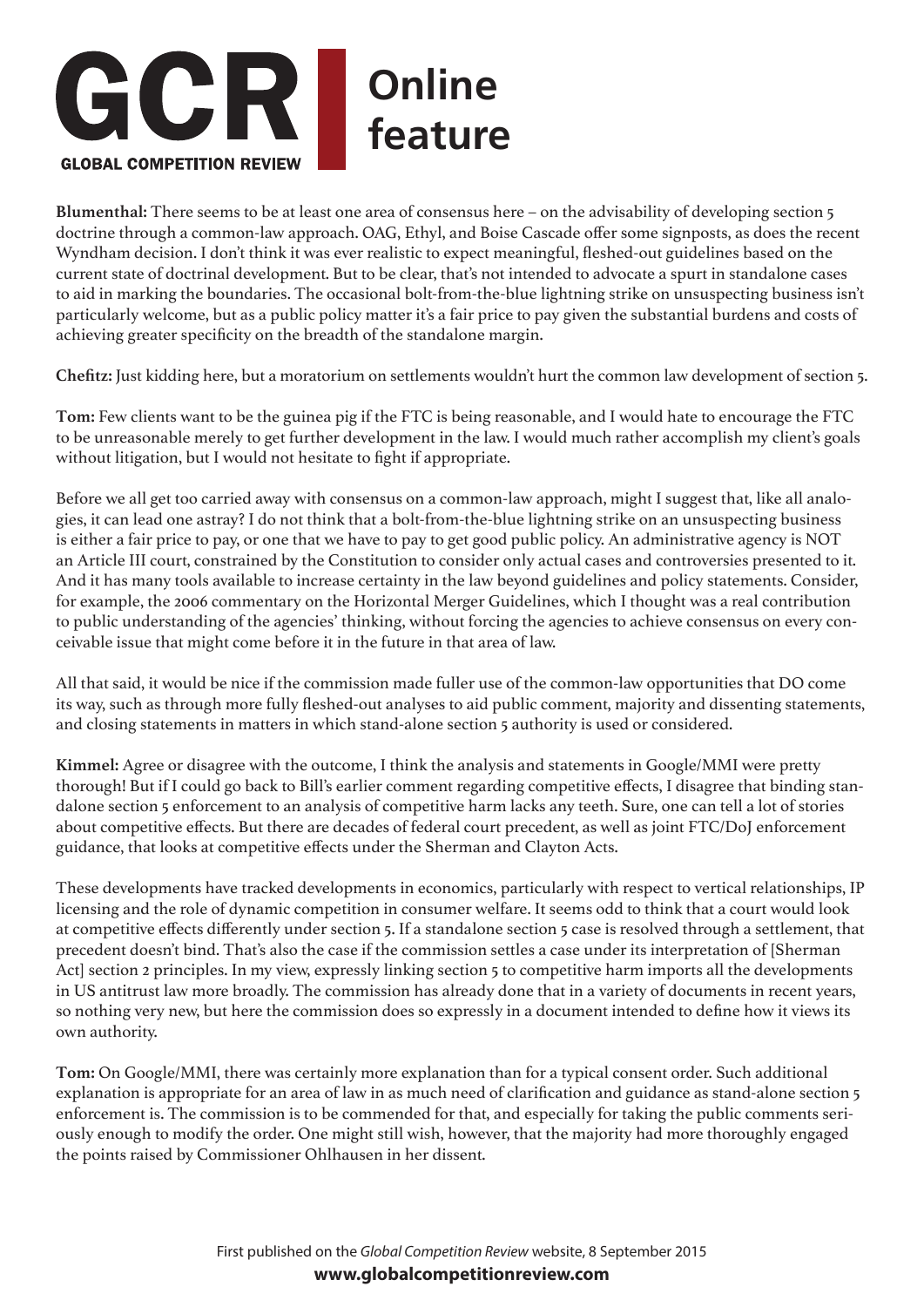**Blumenthal:** There seems to be at least one area of consensus here – on the advisability of developing section 5 doctrine through a common-law approach. OAG, Ethyl, and Boise Cascade offer some signposts, as does the recent Wyndham decision. I don't think it was ever realistic to expect meaningful, fleshed-out guidelines based on the current state of doctrinal development. But to be clear, that's not intended to advocate a spurt in standalone cases to aid in marking the boundaries. The occasional bolt-from-the-blue lightning strike on unsuspecting business isn't particularly welcome, but as a public policy matter it's a fair price to pay given the substantial burdens and costs of achieving greater specificity on the breadth of the standalone margin.

**Chefitz:** Just kidding here, but a moratorium on settlements wouldn't hurt the common law development of section 5.

**Tom:** Few clients want to be the guinea pig if the FTC is being reasonable, and I would hate to encourage the FTC to be unreasonable merely to get further development in the law. I would much rather accomplish my client's goals without litigation, but I would not hesitate to fight if appropriate.

Before we all get too carried away with consensus on a common-law approach, might I suggest that, like all analogies, it can lead one astray? I do not think that a bolt-from-the-blue lightning strike on an unsuspecting business is either a fair price to pay, or one that we have to pay to get good public policy. An administrative agency is NOT an Article III court, constrained by the Constitution to consider only actual cases and controversies presented to it. And it has many tools available to increase certainty in the law beyond guidelines and policy statements. Consider, for example, the 2006 commentary on the Horizontal Merger Guidelines, which I thought was a real contribution to public understanding of the agencies' thinking, without forcing the agencies to achieve consensus on every conceivable issue that might come before it in the future in that area of law.

All that said, it would be nice if the commission made fuller use of the common-law opportunities that DO come its way, such as through more fully fleshed-out analyses to aid public comment, majority and dissenting statements, and closing statements in matters in which stand-alone section 5 authority is used or considered.

**Kimmel:** Agree or disagree with the outcome, I think the analysis and statements in Google/MMI were pretty thorough! But if I could go back to Bill's earlier comment regarding competitive effects, I disagree that binding standalone section 5 enforcement to an analysis of competitive harm lacks any teeth. Sure, one can tell a lot of stories about competitive effects. But there are decades of federal court precedent, as well as joint FTC/DoJ enforcement guidance, that looks at competitive effects under the Sherman and Clayton Acts.

These developments have tracked developments in economics, particularly with respect to vertical relationships, IP licensing and the role of dynamic competition in consumer welfare. It seems odd to think that a court would look at competitive effects differently under section 5. If a standalone section 5 case is resolved through a settlement, that precedent doesn't bind. That's also the case if the commission settles a case under its interpretation of [Sherman Act] section 2 principles. In my view, expressly linking section 5 to competitive harm imports all the developments in US antitrust law more broadly. The commission has already done that in a variety of documents in recent years, so nothing very new, but here the commission does so expressly in a document intended to define how it views its own authority.

**Tom:** On Google/MMI, there was certainly more explanation than for a typical consent order. Such additional explanation is appropriate for an area of law in as much need of clarification and guidance as stand-alone section 5 enforcement is. The commission is to be commended for that, and especially for taking the public comments seriously enough to modify the order. One might still wish, however, that the majority had more thoroughly engaged the points raised by Commissioner Ohlhausen in her dissent.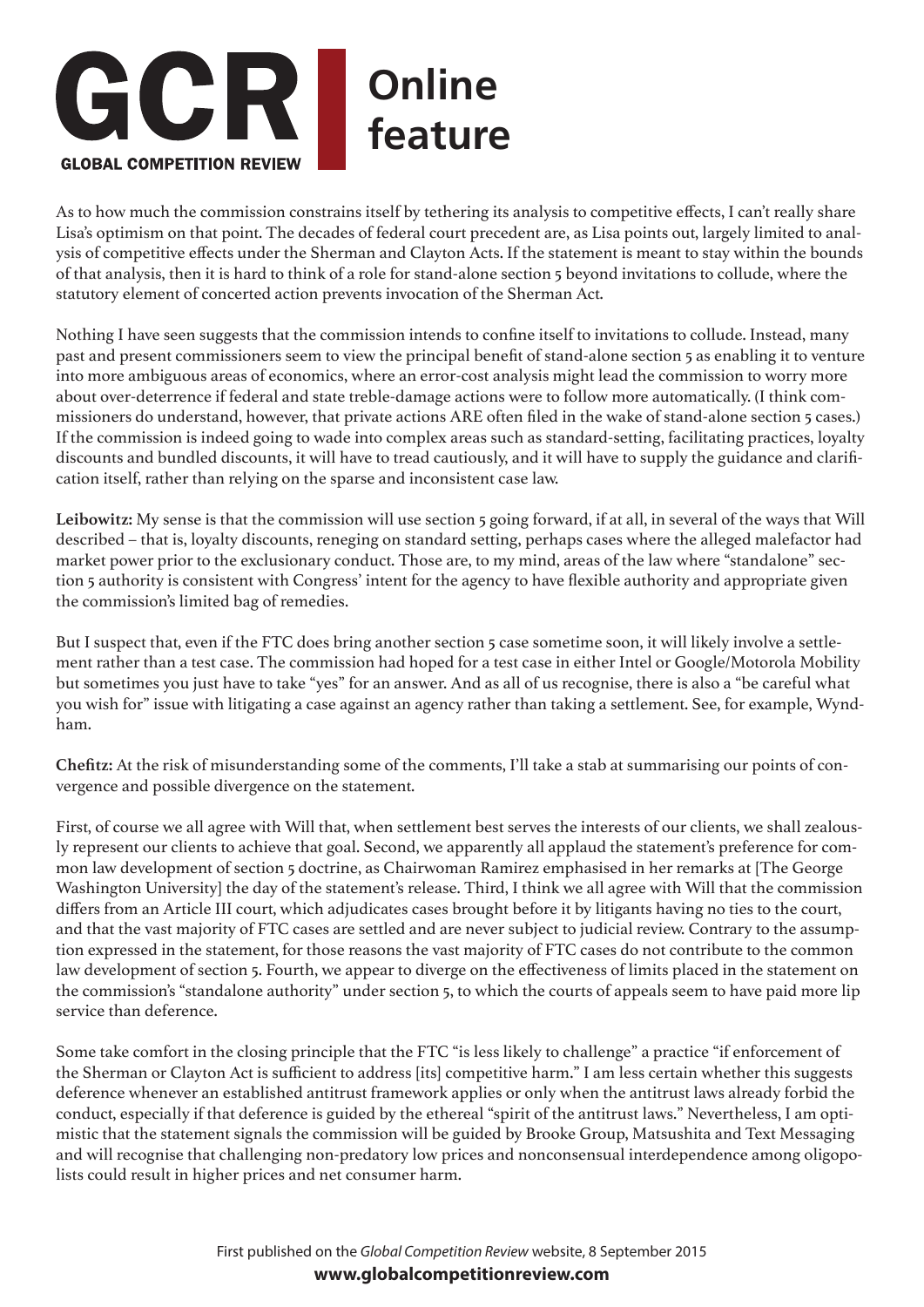As to how much the commission constrains itself by tethering its analysis to competitive effects, I can't really share Lisa's optimism on that point. The decades of federal court precedent are, as Lisa points out, largely limited to analysis of competitive effects under the Sherman and Clayton Acts. If the statement is meant to stay within the bounds of that analysis, then it is hard to think of a role for stand-alone section 5 beyond invitations to collude, where the statutory element of concerted action prevents invocation of the Sherman Act.

Nothing I have seen suggests that the commission intends to confine itself to invitations to collude. Instead, many past and present commissioners seem to view the principal benefit of stand-alone section 5 as enabling it to venture into more ambiguous areas of economics, where an error-cost analysis might lead the commission to worry more about over-deterrence if federal and state treble-damage actions were to follow more automatically. (I think commissioners do understand, however, that private actions ARE often filed in the wake of stand-alone section 5 cases.) If the commission is indeed going to wade into complex areas such as standard-setting, facilitating practices, loyalty discounts and bundled discounts, it will have to tread cautiously, and it will have to supply the guidance and clarification itself, rather than relying on the sparse and inconsistent case law.

**Leibowitz:** My sense is that the commission will use section 5 going forward, if at all, in several of the ways that Will described – that is, loyalty discounts, reneging on standard setting, perhaps cases where the alleged malefactor had market power prior to the exclusionary conduct. Those are, to my mind, areas of the law where "standalone" section 5 authority is consistent with Congress' intent for the agency to have flexible authority and appropriate given the commission's limited bag of remedies.

But I suspect that, even if the FTC does bring another section 5 case sometime soon, it will likely involve a settlement rather than a test case. The commission had hoped for a test case in either Intel or Google/Motorola Mobility but sometimes you just have to take "yes" for an answer. And as all of us recognise, there is also a "be careful what you wish for" issue with litigating a case against an agency rather than taking a settlement. See, for example, Wyndham.

**Chefitz:** At the risk of misunderstanding some of the comments, I'll take a stab at summarising our points of convergence and possible divergence on the statement.

First, of course we all agree with Will that, when settlement best serves the interests of our clients, we shall zealously represent our clients to achieve that goal. Second, we apparently all applaud the statement's preference for common law development of section 5 doctrine, as Chairwoman Ramirez emphasised in her remarks at [The George Washington University] the day of the statement's release. Third, I think we all agree with Will that the commission differs from an Article III court, which adjudicates cases brought before it by litigants having no ties to the court, and that the vast majority of FTC cases are settled and are never subject to judicial review. Contrary to the assumption expressed in the statement, for those reasons the vast majority of FTC cases do not contribute to the common law development of section 5. Fourth, we appear to diverge on the effectiveness of limits placed in the statement on the commission's "standalone authority" under section 5, to which the courts of appeals seem to have paid more lip service than deference.

Some take comfort in the closing principle that the FTC "is less likely to challenge" a practice "if enforcement of the Sherman or Clayton Act is sufficient to address [its] competitive harm." I am less certain whether this suggests deference whenever an established antitrust framework applies or only when the antitrust laws already forbid the conduct, especially if that deference is guided by the ethereal "spirit of the antitrust laws." Nevertheless, I am optimistic that the statement signals the commission will be guided by Brooke Group, Matsushita and Text Messaging and will recognise that challenging non-predatory low prices and nonconsensual interdependence among oligopolists could result in higher prices and net consumer harm.